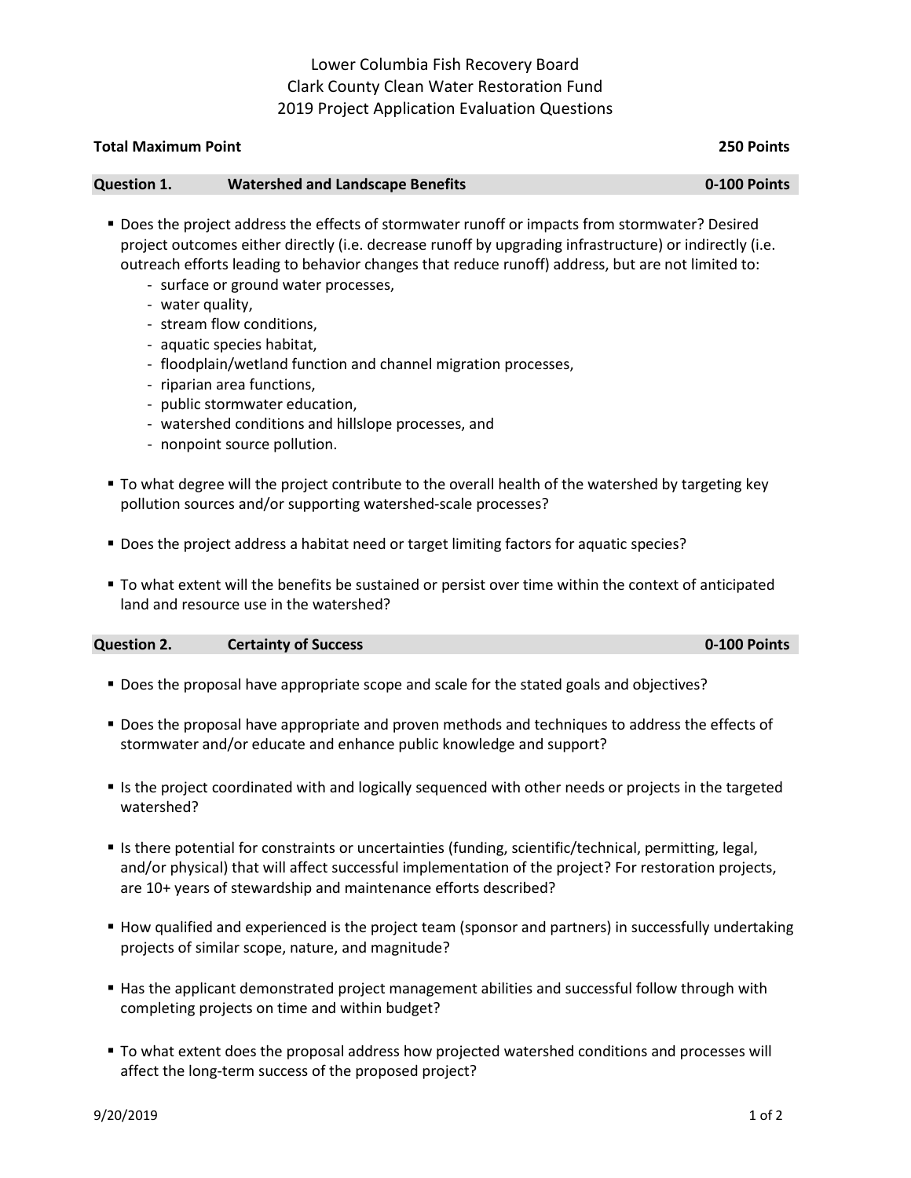# Lower Columbia Fish Recovery Board
# Clark County Clean Water Restoration Fund
# 2019 Project Application Evaluation Questions

**Total Maximum Point** **250 Points**

## Question 1. Watershed and Landscape Benefits 0-100 Points

- Does the project address the effects of stormwater runoff or impacts from stormwater? Desired project outcomes either directly (i.e. decrease runoff by upgrading infrastructure) or indirectly (i.e. outreach efforts leading to behavior changes that reduce runoff) address, but are not limited to:
  - surface or ground water processes,
  - water quality,
  - stream flow conditions,
  - aquatic species habitat,
  - floodplain/wetland function and channel migration processes,
  - riparian area functions,
  - public stormwater education,
  - watershed conditions and hillslope processes, and
  - nonpoint source pollution.
- To what degree will the project contribute to the overall health of the watershed by targeting key pollution sources and/or supporting watershed-scale processes?
- Does the project address a habitat need or target limiting factors for aquatic species?
- To what extent will the benefits be sustained or persist over time within the context of anticipated land and resource use in the watershed?

## Question 2. Certainty of Success 0-100 Points

- Does the proposal have appropriate scope and scale for the stated goals and objectives?
- Does the proposal have appropriate and proven methods and techniques to address the effects of stormwater and/or educate and enhance public knowledge and support?
- Is the project coordinated with and logically sequenced with other needs or projects in the targeted watershed?
- Is there potential for constraints or uncertainties (funding, scientific/technical, permitting, legal, and/or physical) that will affect successful implementation of the project? For restoration projects, are 10+ years of stewardship and maintenance efforts described?
- How qualified and experienced is the project team (sponsor and partners) in successfully undertaking projects of similar scope, nature, and magnitude?
- Has the applicant demonstrated project management abilities and successful follow through with completing projects on time and within budget?
- To what extent does the proposal address how projected watershed conditions and processes will affect the long-term success of the proposed project?

9/20/2019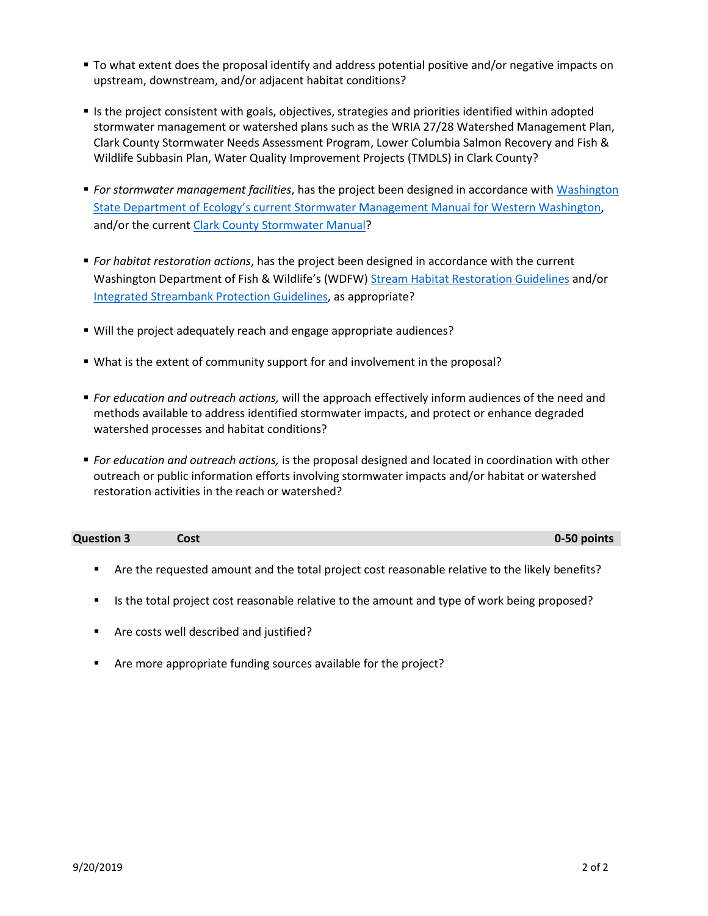- To what extent does the proposal identify and address potential positive and/or negative impacts on upstream, downstream, and/or adjacent habitat conditions?

- Is the project consistent with goals, objectives, strategies and priorities identified within adopted stormwater management or watershed plans such as the WRIA 27/28 Watershed Management Plan, Clark County Stormwater Needs Assessment Program, Lower Columbia Salmon Recovery and Fish & Wildlife Subbasin Plan, Water Quality Improvement Projects (TMDLS) in Clark County?

- *For stormwater management facilities*, has the project been designed in accordance with Washington State Department of Ecology's current Stormwater Management Manual for Western Washington, and/or the current Clark County Stormwater Manual?

- *For habitat restoration actions*, has the project been designed in accordance with the current Washington Department of Fish & Wildlife's (WDFW) Stream Habitat Restoration Guidelines and/or Integrated Streambank Protection Guidelines, as appropriate?

- Will the project adequately reach and engage appropriate audiences?

- What is the extent of community support for and involvement in the proposal?

- *For education and outreach actions,* will the approach effectively inform audiences of the need and methods available to address identified stormwater impacts, and protect or enhance degraded watershed processes and habitat conditions?

- *For education and outreach actions,* is the proposal designed and located in coordination with other outreach or public information efforts involving stormwater impacts and/or habitat or watershed restoration activities in the reach or watershed?

| Question 3 | Cost | 0-50 points |
|---|---|---|

- Are the requested amount and the total project cost reasonable relative to the likely benefits?

- Is the total project cost reasonable relative to the amount and type of work being proposed?

- Are costs well described and justified?

- Are more appropriate funding sources available for the project?

9/20/2019